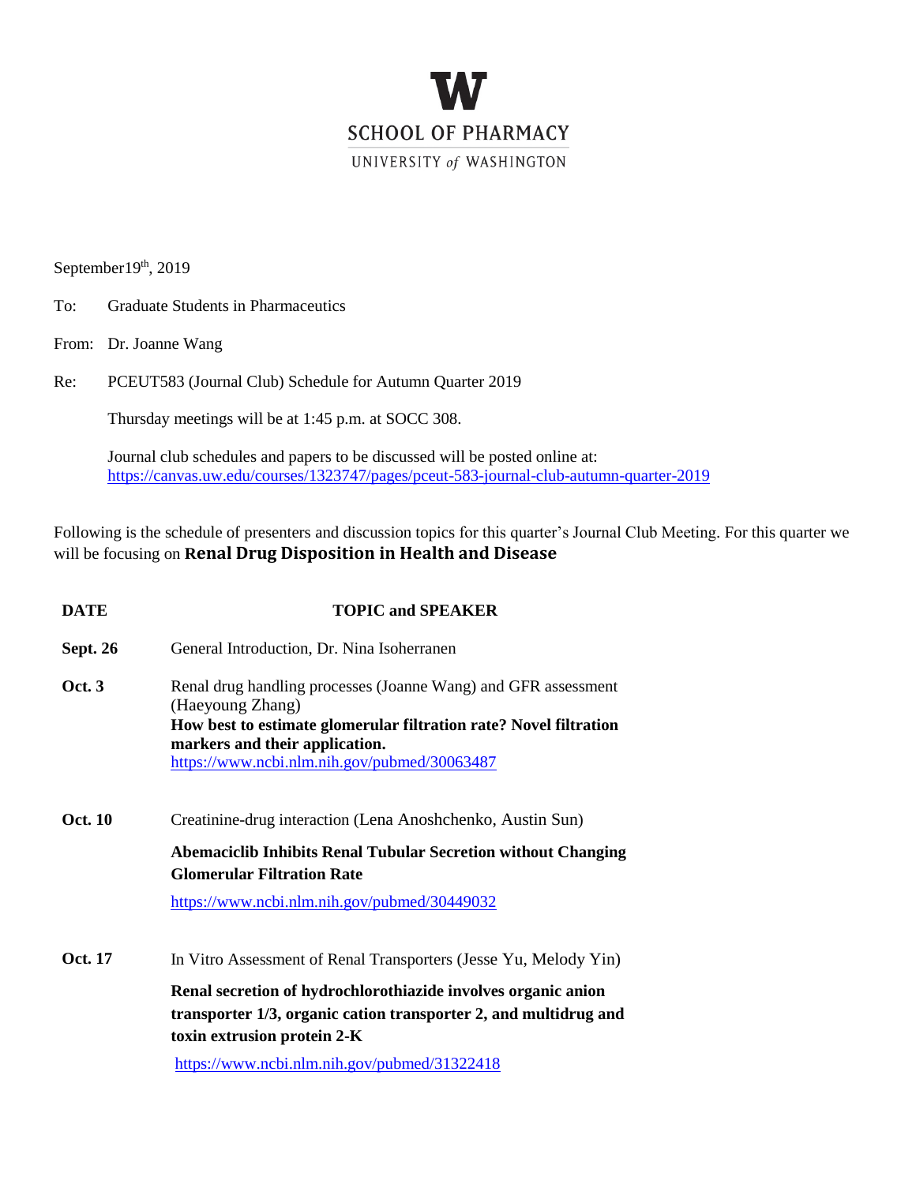**W**

SCHOOL OF PHARMACY

UNIVERSITY *of* WASHINGTON

September19th, 2019

To: Graduate Students in Pharmaceutics

From: Dr. Joanne Wang

Re: PCEUT583 (Journal Club) Schedule for Autumn Quarter 2019

Thursday meetings will be at 1:45 p.m. at SOCC 308.

Journal club schedules and papers to be discussed will be posted online at: https://canvas.uw.edu/courses/1323747/pages/pceut-583-journal-club-autumn-quarter-2019

Following is the schedule of presenters and discussion topics for this quarter's Journal Club Meeting. For this quarter we will be focusing on **Renal Drug Disposition in Health and Disease**

| DATE | TOPIC and SPEAKER |
|---|---|
| **Sept. 26** | General Introduction, Dr. Nina Isoherranen |
| **Oct. 3** | Renal drug handling processes (Joanne Wang) and GFR assessment (Haeyoung Zhang)<br>**How best to estimate glomerular filtration rate? Novel filtration markers and their application.**<br>https://www.ncbi.nlm.nih.gov/pubmed/30063487 |
| **Oct. 10** | Creatinine-drug interaction (Lena Anoshchenko, Austin Sun)<br>**Abemaciclib Inhibits Renal Tubular Secretion without Changing Glomerular Filtration Rate**<br>https://www.ncbi.nlm.nih.gov/pubmed/30449032 |
| **Oct. 17** | In Vitro Assessment of Renal Transporters (Jesse Yu, Melody Yin)<br>**Renal secretion of hydrochlorothiazide involves organic anion transporter 1/3, organic cation transporter 2, and multidrug and toxin extrusion protein 2-K**<br>https://www.ncbi.nlm.nih.gov/pubmed/31322418 |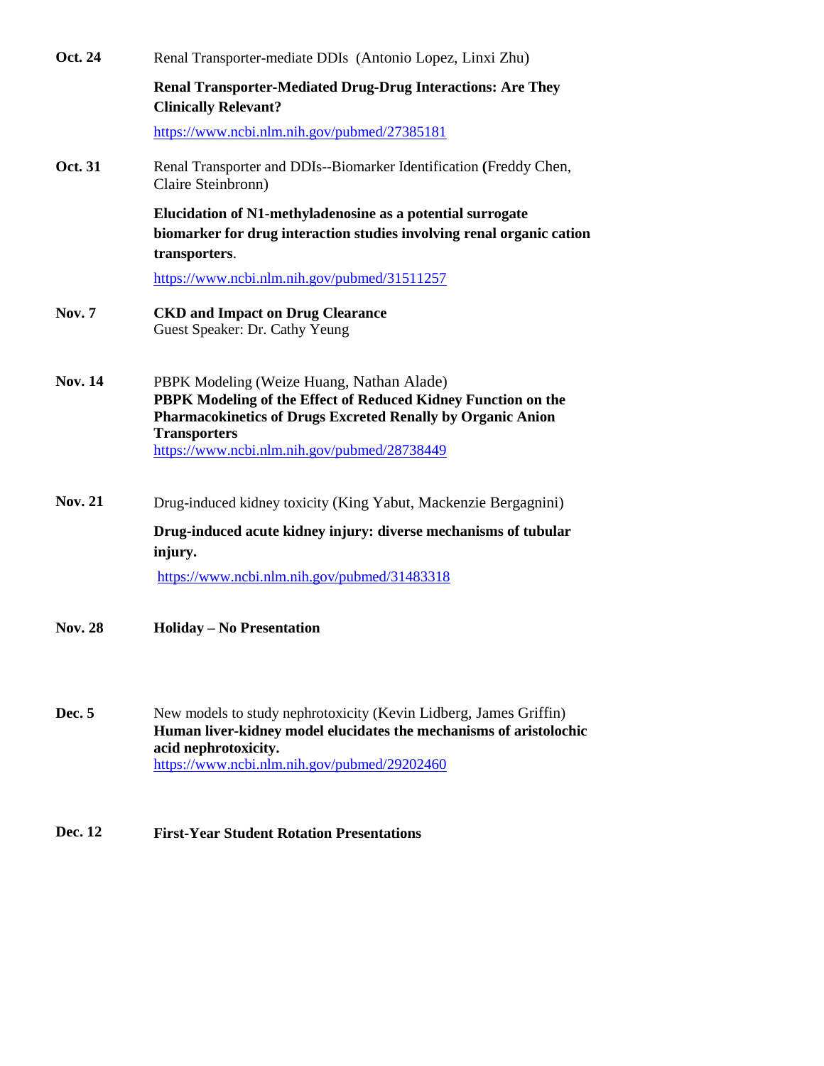**Oct. 24** Renal Transporter-mediate DDIs (Antonio Lopez, Linxi Zhu)

**Renal Transporter-Mediated Drug-Drug Interactions: Are They Clinically Relevant?**

https://www.ncbi.nlm.nih.gov/pubmed/27385181

**Oct. 31** Renal Transporter and DDIs--Biomarker Identification **(**Freddy Chen, Claire Steinbronn)

**Elucidation of N1-methyladenosine as a potential surrogate biomarker for drug interaction studies involving renal organic cation transporters**.

https://www.ncbi.nlm.nih.gov/pubmed/31511257

**Nov. 7** **CKD and Impact on Drug Clearance**
Guest Speaker: Dr. Cathy Yeung

**Nov. 14** PBPK Modeling (Weize Huang, Nathan Alade)
**PBPK Modeling of the Effect of Reduced Kidney Function on the Pharmacokinetics of Drugs Excreted Renally by Organic Anion Transporters**
https://www.ncbi.nlm.nih.gov/pubmed/28738449

**Nov. 21** Drug-induced kidney toxicity (King Yabut, Mackenzie Bergagnini)

**Drug-induced acute kidney injury: diverse mechanisms of tubular injury.**

https://www.ncbi.nlm.nih.gov/pubmed/31483318

**Nov. 28** **Holiday – No Presentation**

**Dec. 5** New models to study nephrotoxicity (Kevin Lidberg, James Griffin)
**Human liver-kidney model elucidates the mechanisms of aristolochic acid nephrotoxicity.**
https://www.ncbi.nlm.nih.gov/pubmed/29202460

**Dec. 12** **First-Year Student Rotation Presentations**